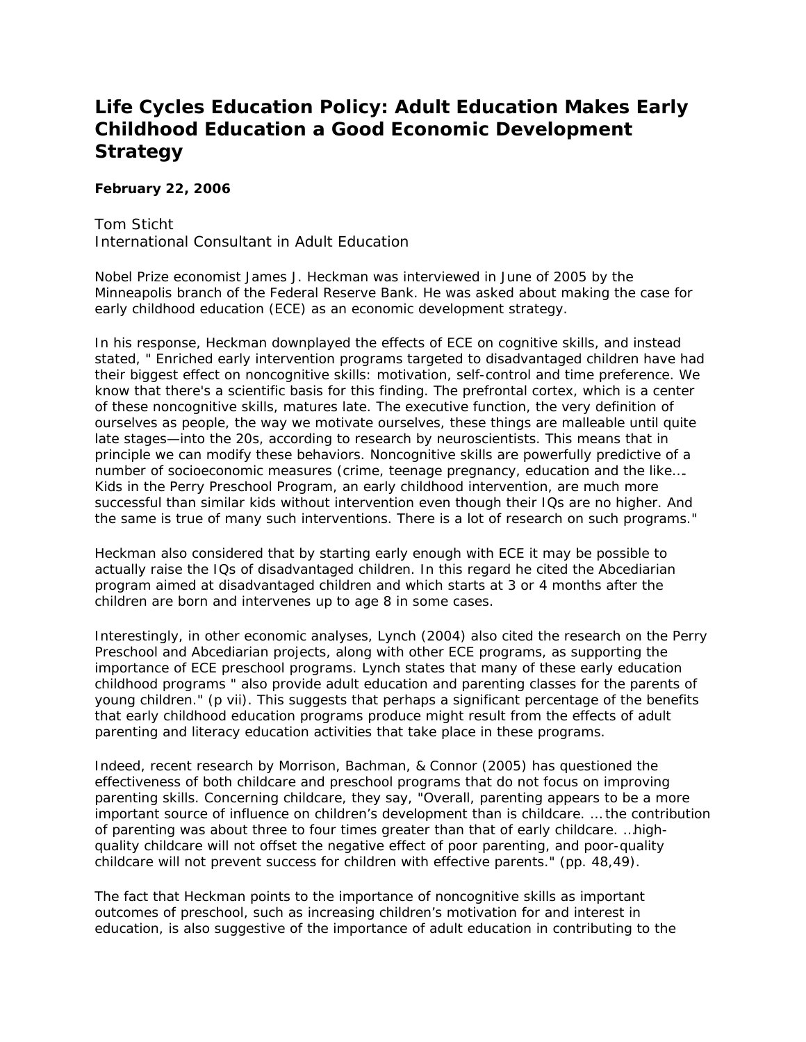# Life Cycles Education Policy: Adult Education Makes Early Childhood Education a Good Economic Development Strategy

**February 22, 2006**

Tom Sticht
International Consultant in Adult Education

Nobel Prize economist James J. Heckman was interviewed in June of 2005 by the Minneapolis branch of the Federal Reserve Bank. He was asked about making the case for early childhood education (ECE) as an economic development strategy.

In his response, Heckman downplayed the effects of ECE on cognitive skills, and instead stated, " Enriched early intervention programs targeted to disadvantaged children have had their biggest effect on noncognitive skills: motivation, self-control and time preference. We know that there's a scientific basis for this finding. The prefrontal cortex, which is a center of these noncognitive skills, matures late. The executive function, the very definition of ourselves as people, the way we motivate ourselves, these things are malleable until quite late stages—into the 20s, according to research by neuroscientists. This means that in principle we can modify these behaviors. Noncognitive skills are powerfully predictive of a number of socioeconomic measures (crime, teenage pregnancy, education and the like…. Kids in the Perry Preschool Program, an early childhood intervention, are much more successful than similar kids without intervention even though their IQs are no higher. And the same is true of many such interventions. There is a lot of research on such programs."

Heckman also considered that by starting early enough with ECE it may be possible to actually raise the IQs of disadvantaged children. In this regard he cited the Abecediarian program aimed at disadvantaged children and which starts at 3 or 4 months after the children are born and intervenes up to age 8 in some cases.

Interestingly, in other economic analyses, Lynch (2004) also cited the research on the Perry Preschool and Abecediarian projects, along with other ECE programs, as supporting the importance of ECE preschool programs. Lynch states that many of these early education childhood programs " also provide adult education and parenting classes for the parents of young children." (p vii). This suggests that perhaps a significant percentage of the benefits that early childhood education programs produce might result from the effects of adult parenting and literacy education activities that take place in these programs.

Indeed, recent research by Morrison, Bachman, & Connor (2005) has questioned the effectiveness of both childcare and preschool programs that do not focus on improving parenting skills. Concerning childcare, they say, "Overall, parenting appears to be a more important source of influence on children's development than is childcare. … the contribution of parenting was about three to four times greater than that of early childcare. …high-quality childcare will not offset the negative effect of poor parenting, and poor-quality childcare will not prevent success for children with effective parents." (pp. 48,49).

The fact that Heckman points to the importance of noncognitive skills as important outcomes of preschool, such as increasing children's motivation for and interest in education, is also suggestive of the importance of adult education in contributing to the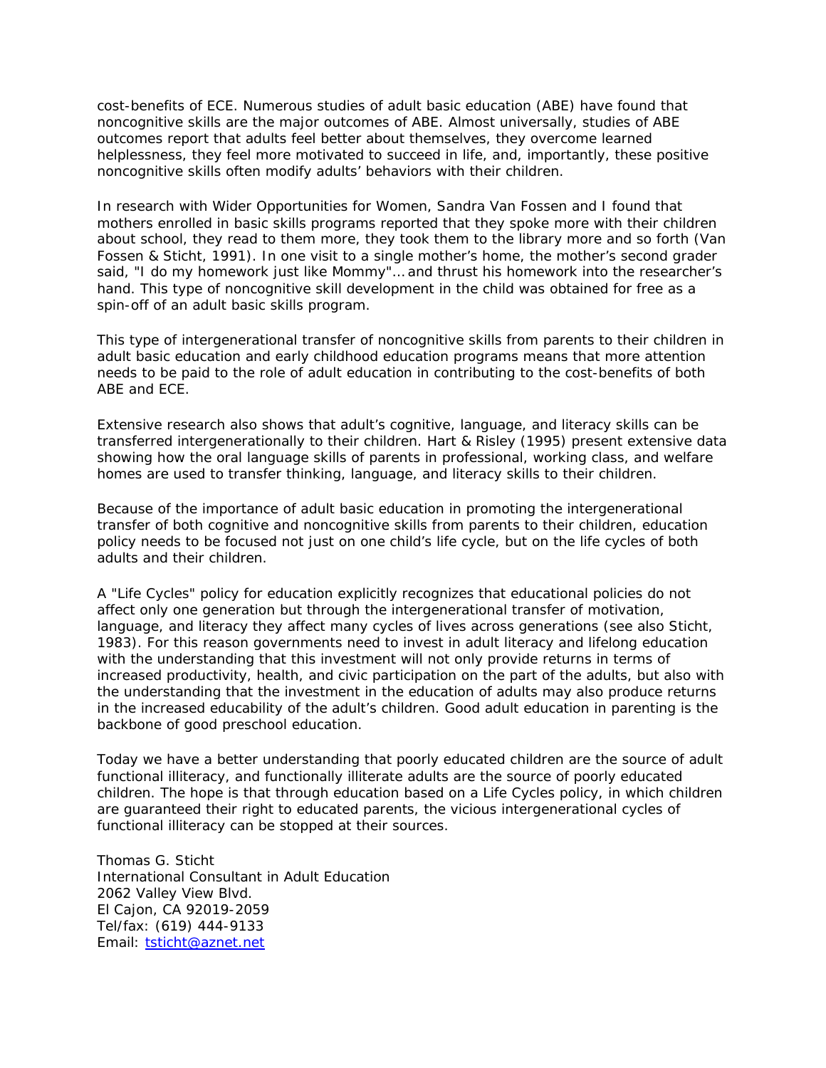cost-benefits of ECE. Numerous studies of adult basic education (ABE) have found that noncognitive skills are the major outcomes of ABE. Almost universally, studies of ABE outcomes report that adults feel better about themselves, they overcome learned helplessness, they feel more motivated to succeed in life, and, importantly, these positive noncognitive skills often modify adults' behaviors with their children.

In research with Wider Opportunities for Women, Sandra Van Fossen and I found that mothers enrolled in basic skills programs reported that they spoke more with their children about school, they read to them more, they took them to the library more and so forth (Van Fossen & Sticht, 1991). In one visit to a single mother's home, the mother's second grader said, "I do my homework just like Mommy"… and thrust his homework into the researcher's hand. This type of noncognitive skill development in the child was obtained for free as a spin-off of an adult basic skills program.

This type of intergenerational transfer of noncognitive skills from parents to their children in adult basic education and early childhood education programs means that more attention needs to be paid to the role of adult education in contributing to the cost-benefits of both ABE and ECE.

Extensive research also shows that adult's cognitive, language, and literacy skills can be transferred intergenerationally to their children. Hart & Risley (1995) present extensive data showing how the oral language skills of parents in professional, working class, and welfare homes are used to transfer thinking, language, and literacy skills to their children.

Because of the importance of adult basic education in promoting the intergenerational transfer of both cognitive and noncognitive skills from parents to their children, education policy needs to be focused not just on one child's life cycle, but on the life cycles of both adults and their children.

A "Life Cycles" policy for education explicitly recognizes that educational policies do not affect only one generation but through the intergenerational transfer of motivation, language, and literacy they affect many cycles of lives across generations (see also Sticht, 1983). For this reason governments need to invest in adult literacy and lifelong education with the understanding that this investment will not only provide returns in terms of increased productivity, health, and civic participation on the part of the adults, but also with the understanding that the investment in the education of adults may also produce returns in the increased educability of the adult's children. Good adult education in parenting is the backbone of good preschool education.

Today we have a better understanding that poorly educated children are the source of adult functional illiteracy, and functionally illiterate adults are the source of poorly educated children. The hope is that through education based on a Life Cycles policy, in which children are guaranteed their right to educated parents, the vicious intergenerational cycles of functional illiteracy can be stopped at their sources.

Thomas G. Sticht  
International Consultant in Adult Education  
2062 Valley View Blvd.  
El Cajon, CA 92019-2059  
Tel/fax: (619) 444-9133  
Email: tsticht@aznet.net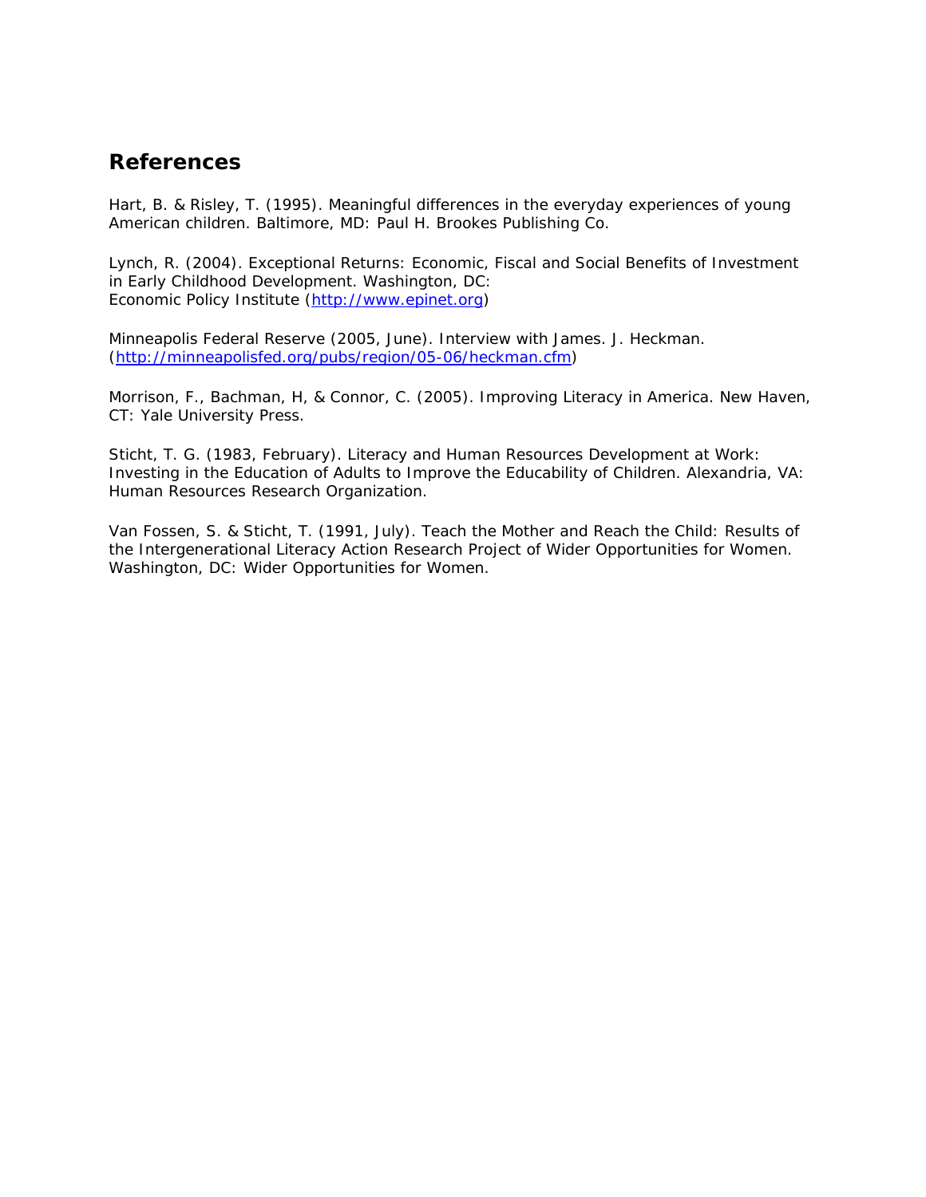## References

Hart, B. & Risley, T. (1995). Meaningful differences in the everyday experiences of young American children. Baltimore, MD: Paul H. Brookes Publishing Co.

Lynch, R. (2004). Exceptional Returns: Economic, Fiscal and Social Benefits of Investment in Early Childhood Development. Washington, DC: Economic Policy Institute (http://www.epinet.org)

Minneapolis Federal Reserve (2005, June). Interview with James. J. Heckman. (http://minneapolisfed.org/pubs/region/05-06/heckman.cfm)

Morrison, F., Bachman, H, & Connor, C. (2005). Improving Literacy in America. New Haven, CT: Yale University Press.

Sticht, T. G. (1983, February). Literacy and Human Resources Development at Work: Investing in the Education of Adults to Improve the Educability of Children. Alexandria, VA: Human Resources Research Organization.

Van Fossen, S. & Sticht, T. (1991, July). Teach the Mother and Reach the Child: Results of the Intergenerational Literacy Action Research Project of Wider Opportunities for Women. Washington, DC: Wider Opportunities for Women.